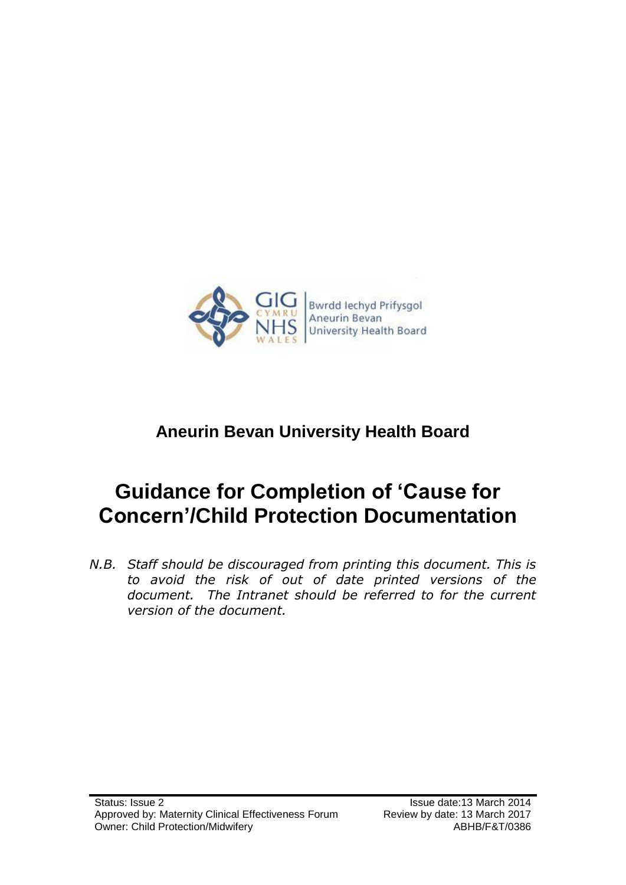Bwrdd Iechyd Prifysgol Aneurin Bevan
University Health Board

**Aneurin Bevan University Health Board**

# Guidance for Completion of 'Cause for Concern'/Child Protection Documentation

*N.B. Staff should be discouraged from printing this document. This is to avoid the risk of out of date printed versions of the document. The Intranet should be referred to for the current version of the document.*

Status: Issue 2
Approved by: Maternity Clinical Effectiveness Forum
Owner: Child Protection/Midwifery

Issue date: 13 March 2014
Review by date: 13 March 2017
ABHB/F&T/0386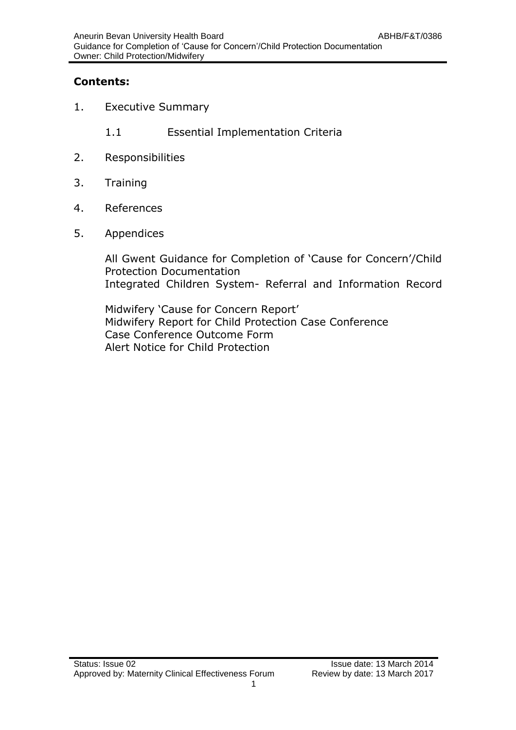## Contents:

1. Executive Summary
    - 1.1 Essential Implementation Criteria
2. Responsibilities
3. Training
4. References
5. Appendices

    All Gwent Guidance for Completion of 'Cause for Concern'/Child Protection Documentation
    Integrated Children System- Referral and Information Record

    Midwifery 'Cause for Concern Report'
    Midwifery Report for Child Protection Case Conference
    Case Conference Outcome Form
    Alert Notice for Child Protection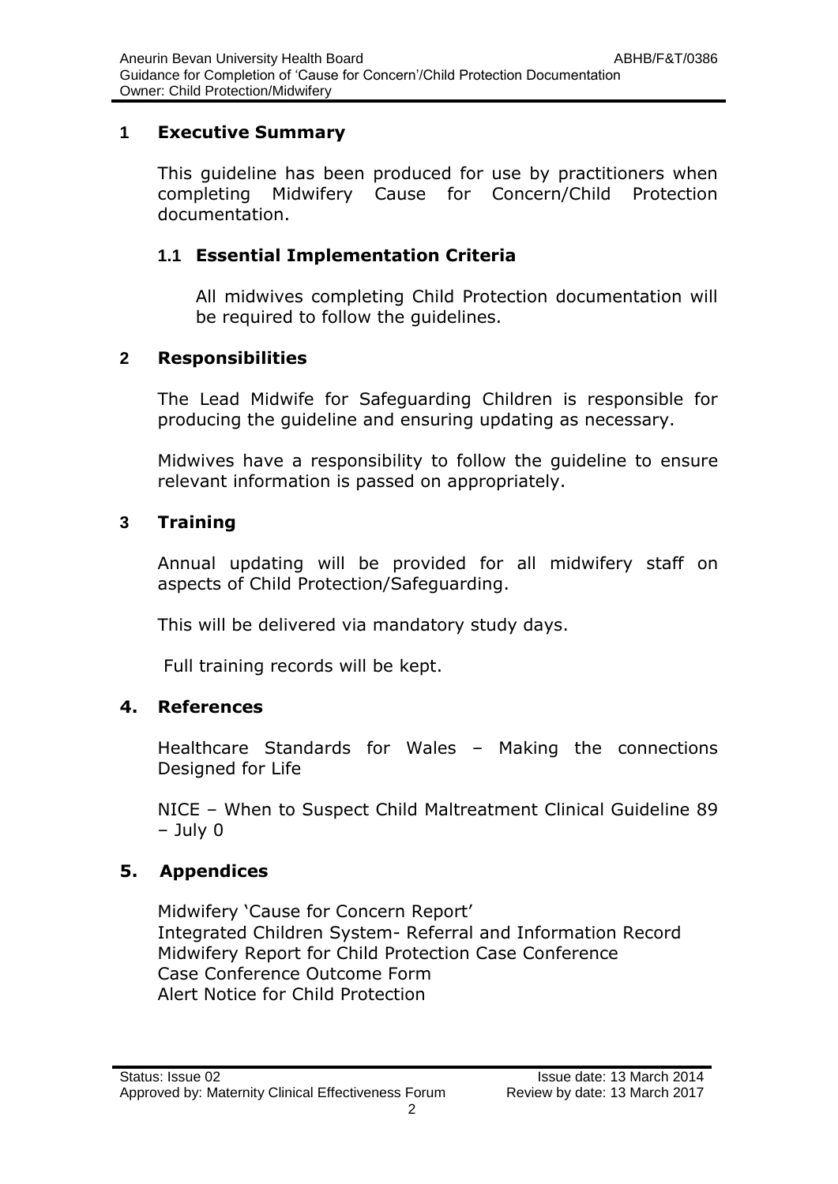## 1 Executive Summary

This guideline has been produced for use by practitioners when completing Midwifery Cause for Concern/Child Protection documentation.

### 1.1 Essential Implementation Criteria

All midwives completing Child Protection documentation will be required to follow the guidelines.

## 2 Responsibilities

The Lead Midwife for Safeguarding Children is responsible for producing the guideline and ensuring updating as necessary.

Midwives have a responsibility to follow the guideline to ensure relevant information is passed on appropriately.

## 3 Training

Annual updating will be provided for all midwifery staff on aspects of Child Protection/Safeguarding.

This will be delivered via mandatory study days.

Full training records will be kept.

## 4. References

Healthcare Standards for Wales – Making the connections Designed for Life

NICE – When to Suspect Child Maltreatment Clinical Guideline 89 – July 0

## 5. Appendices

Midwifery 'Cause for Concern Report'
Integrated Children System- Referral and Information Record
Midwifery Report for Child Protection Case Conference
Case Conference Outcome Form
Alert Notice for Child Protection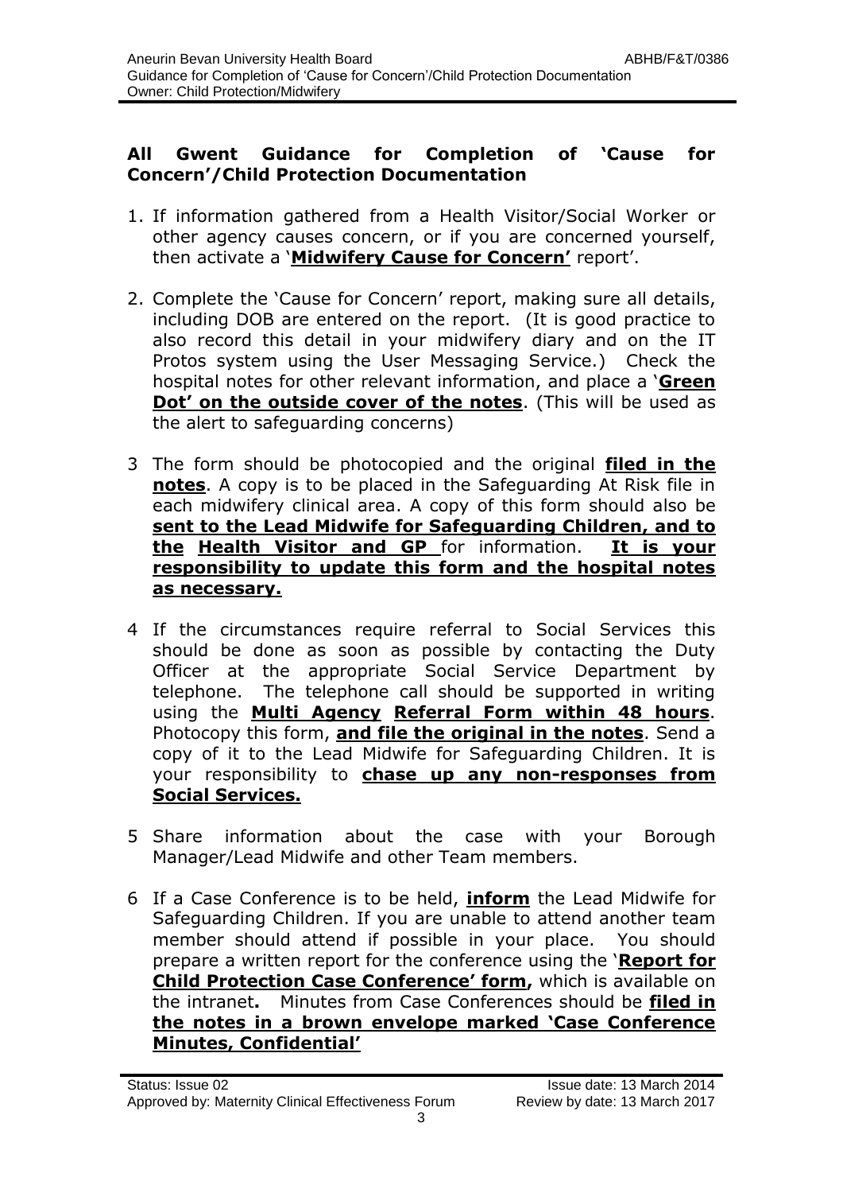**All Gwent Guidance for Completion of 'Cause for Concern'/Child Protection Documentation**

1. If information gathered from a Health Visitor/Social Worker or other agency causes concern, or if you are concerned yourself, then activate a '**Midwifery Cause for Concern'** report'.

2. Complete the 'Cause for Concern' report, making sure all details, including DOB are entered on the report. (It is good practice to also record this detail in your midwifery diary and on the IT Protos system using the User Messaging Service.) Check the hospital notes for other relevant information, and place a '**Green Dot' on the outside cover of the notes**. (This will be used as the alert to safeguarding concerns)

3. The form should be photocopied and the original **filed in the notes**. A copy is to be placed in the Safeguarding At Risk file in each midwifery clinical area. A copy of this form should also be **sent to the Lead Midwife for Safeguarding Children, and to the Health Visitor and GP** for information. **It is your responsibility to update this form and the hospital notes as necessary.**

4. If the circumstances require referral to Social Services this should be done as soon as possible by contacting the Duty Officer at the appropriate Social Service Department by telephone. The telephone call should be supported in writing using the **Multi Agency Referral Form within 48 hours**. Photocopy this form, **and file the original in the notes**. Send a copy of it to the Lead Midwife for Safeguarding Children. It is your responsibility to **chase up any non-responses from Social Services.**

5. Share information about the case with your Borough Manager/Lead Midwife and other Team members.

6. If a Case Conference is to be held, **inform** the Lead Midwife for Safeguarding Children. If you are unable to attend another team member should attend if possible in your place. You should prepare a written report for the conference using the '**Report for Child Protection Case Conference' form,** which is available on the intranet**.** Minutes from Case Conferences should be **filed in the notes in a brown envelope marked 'Case Conference Minutes, Confidential'**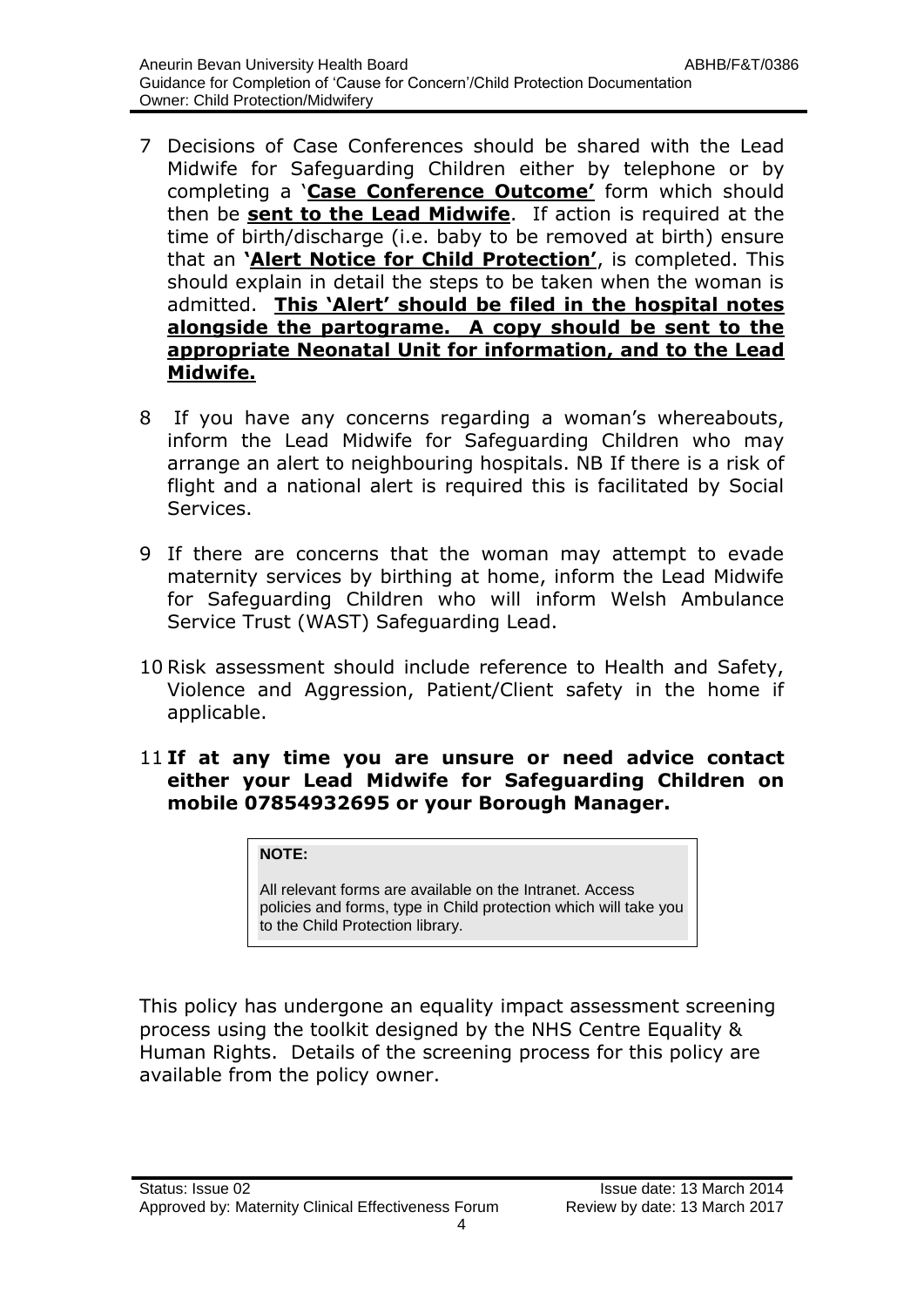7 Decisions of Case Conferences should be shared with the Lead Midwife for Safeguarding Children either by telephone or by completing a '**Case Conference Outcome'** form which should then be **sent to the Lead Midwife**. If action is required at the time of birth/discharge (i.e. baby to be removed at birth) ensure that an **'Alert Notice for Child Protection'**, is completed. This should explain in detail the steps to be taken when the woman is admitted. **This 'Alert' should be filed in the hospital notes alongside the partograme. A copy should be sent to the appropriate Neonatal Unit for information, and to the Lead Midwife.**

8 If you have any concerns regarding a woman's whereabouts, inform the Lead Midwife for Safeguarding Children who may arrange an alert to neighbouring hospitals. NB If there is a risk of flight and a national alert is required this is facilitated by Social Services.

9 If there are concerns that the woman may attempt to evade maternity services by birthing at home, inform the Lead Midwife for Safeguarding Children who will inform Welsh Ambulance Service Trust (WAST) Safeguarding Lead.

10 Risk assessment should include reference to Health and Safety, Violence and Aggression, Patient/Client safety in the home if applicable.

11 **If at any time you are unsure or need advice contact either your Lead Midwife for Safeguarding Children on mobile 07854932695 or your Borough Manager.**

> **NOTE:**
>
> All relevant forms are available on the Intranet. Access policies and forms, type in Child protection which will take you to the Child Protection library.

This policy has undergone an equality impact assessment screening process using the toolkit designed by the NHS Centre Equality & Human Rights. Details of the screening process for this policy are available from the policy owner.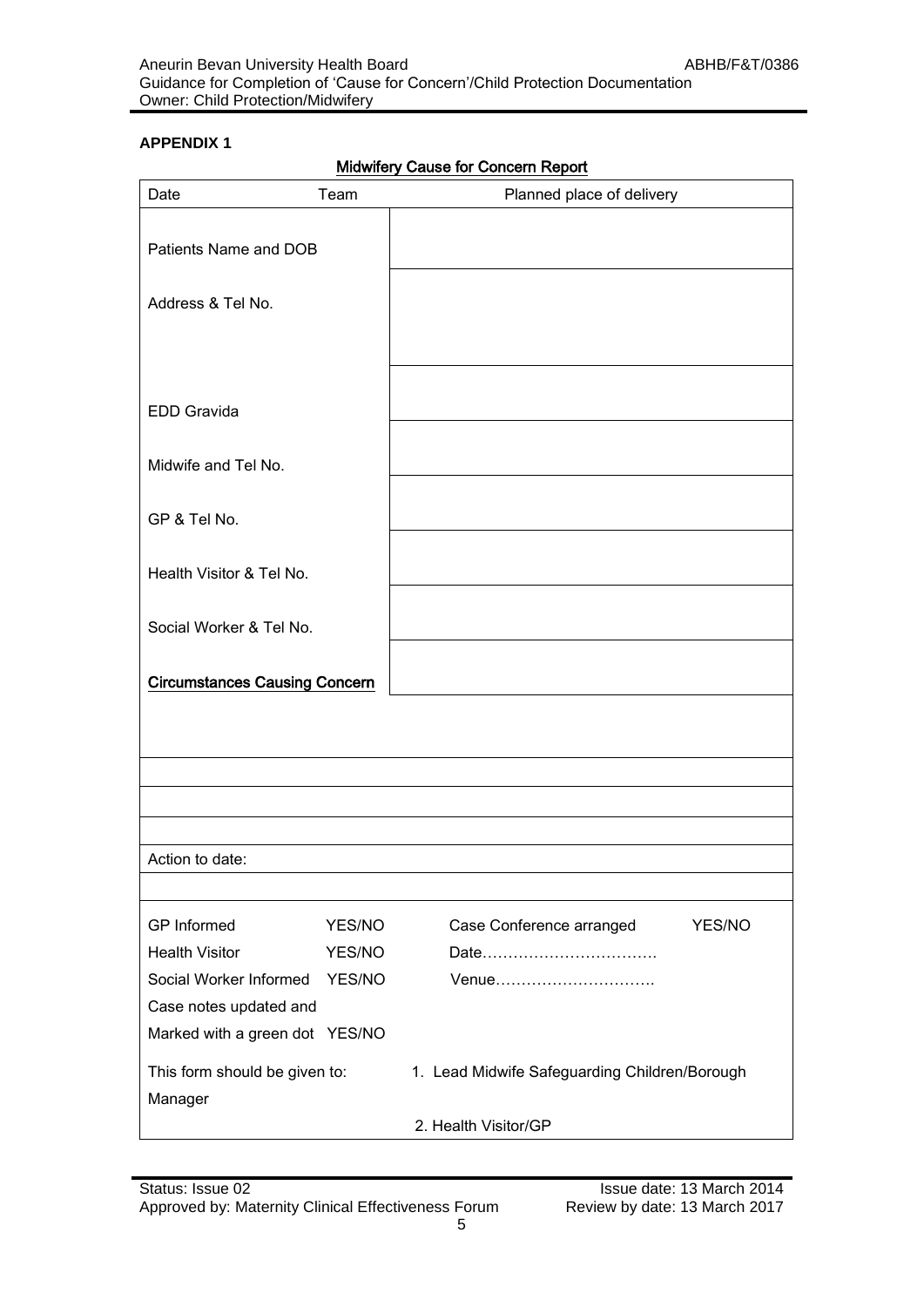**APPENDIX 1**

**Midwifery Cause for Concern Report**

| Date Team | Planned place of delivery |
|---|---|
| Patients Name and DOB | |
| Address & Tel No. | |
| EDD Gravida | |
| Midwife and Tel No. | |
| GP & Tel No. | |
| Health Visitor & Tel No. | |
| Social Worker & Tel No. | |
| **Circumstances Causing Concern** | |
| | |
| | |
| | |
| | |
| Action to date: | |
| | |
| GP Informed YES/NO<br>Health Visitor YES/NO<br>Social Worker Informed YES/NO<br>Case notes updated and<br>Marked with a green dot YES/NO | Case Conference arranged YES/NO<br>Date…………………………….<br>Venue…………………………. |
| This form should be given to: | 1. Lead Midwife Safeguarding Children/Borough Manager<br>2. Health Visitor/GP |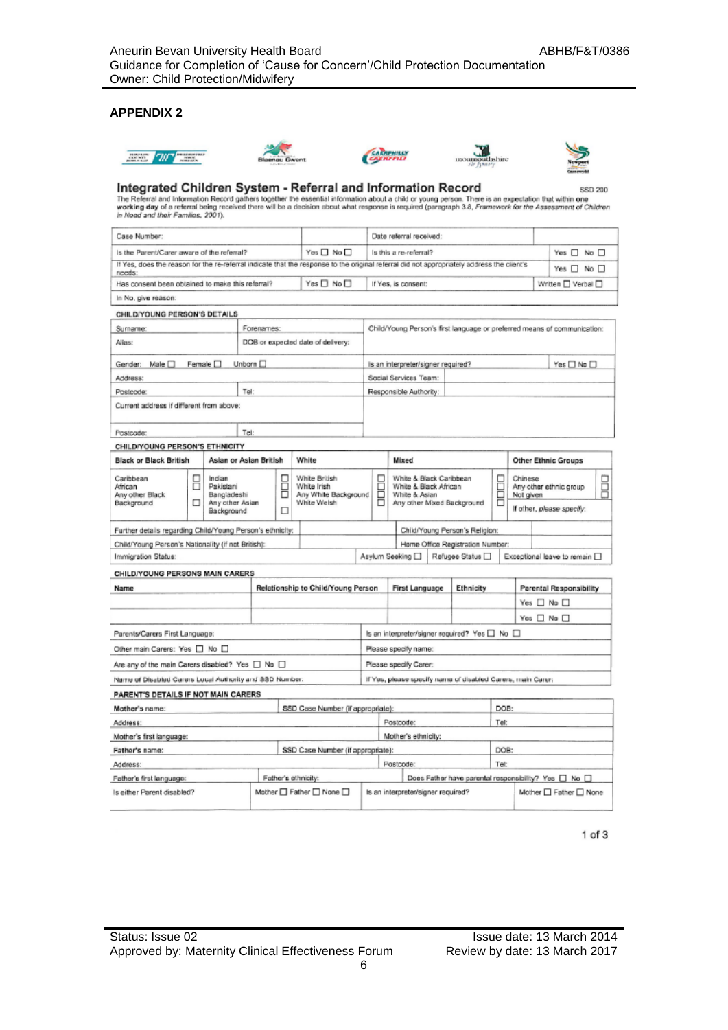## APPENDIX 2

## Integrated Children System - Referral and Information Record

SSD 200

The Referral and Information Record gathers together the essential information about a child or young person. There is an expectation that within **one working day** of a referral being received there will be a decision about what response is required (paragraph 3.8, *Framework for the Assessment of Children in Need and their Families, 2001*).

| | | | |
|---|---|---|---|
| Case Number: | | Date referral received: | |
| Is the Parent/Carer aware of the referral? | Yes ☐ No ☐ | Is this a re-referral? | Yes ☐ No ☐ |
| If Yes, does the reason for the re-referral indicate that the response to the original referral did not appropriately address the client's needs: | | | Yes ☐ No ☐ |
| Has consent been obtained to make this referral? | Yes ☐ No ☐ | If Yes, is consent: | Written ☐ Verbal ☐ |
| In No, give reason: | | | |

**CHILD/YOUNG PERSON'S DETAILS**

| | | | |
|---|---|---|---|
| Surname: | Forenames: | Child/Young Person's first language or preferred means of communication: | |
| Alias: | DOB or expected date of delivery: | | |
| Gender: Male ☐ Female ☐ Unborn ☐ | | Is an interpreter/signer required? | Yes ☐ No ☐ |
| Address: | | Social Services Team: | |
| Postcode: | Tel: | Responsible Authority: | |
| Current address if different from above: | | | |
| Postcode: | Tel: | | |

**CHILD/YOUNG PERSON'S ETHNICITY**

| Black or Black British | Asian or Asian British | White | Mixed | Other Ethnic Groups |
|---|---|---|---|---|
| Caribbean ☐ African ☐ Any other Black Background ☐ | Indian ☐ Pakistani ☐ Bangladeshi ☐ Any other Asian Background ☐ | White British ☐ White Irish ☐ Any White Background ☐ White Welsh ☐ | White & Black Caribbean ☐ White & Black African ☐ White & Asian ☐ Any other Mixed Background ☐ | Chinese ☐ Any other ethnic group ☐ Not given ☐ If other, *please specify*: |

| | | | |
|---|---|---|---|
| Further details regarding Child/Young Person's ethnicity: | | Child/Young Person's Religion: | |
| Child/Young Person's Nationality (if not British): | | Home Office Registration Number: | |
| Immigration Status: | Asylum Seeking ☐ | Refugee Status ☐ | Exceptional leave to remain ☐ |

**CHILD/YOUNG PERSONS MAIN CARERS**

| Name | Relationship to Child/Young Person | First Language | Ethnicity | Parental Responsibility |
|---|---|---|---|---|
| | | | | Yes ☐ No ☐ |
| | | | | Yes ☐ No ☐ |

| | |
|---|---|
| Parents/Carers First Language: | Is an interpreter/signer required? Yes ☐ No ☐ |
| Other main Carers: Yes ☐ No ☐ | Please specify name: |
| Are any of the main Carers disabled? Yes ☐ No ☐ | Please specify Carer: |
| Name of Disabled Carers Local Authority and SSD Number: | If Yes, please specify name of disabled Carers, main Carer: |

**PARENT'S DETAILS IF NOT MAIN CARERS**

| | | | |
|---|---|---|---|
| Mother's name: | SSD Case Number (if appropriate): | | DOB: |
| Address: | | Postcode: | Tel: |
| Mother's first language: | | Mother's ethnicity: | |
| Father's name: | SSD Case Number (if appropriate): | | DOB: |
| Address: | | Postcode: | Tel: |
| Father's first language: | Father's ethnicity: | Does Father have parental responsibility? Yes ☐ No ☐ | |
| Is either Parent disabled? | Mother ☐ Father ☐ None ☐ | Is an interpreter/signer required? | Mother ☐ Father ☐ None |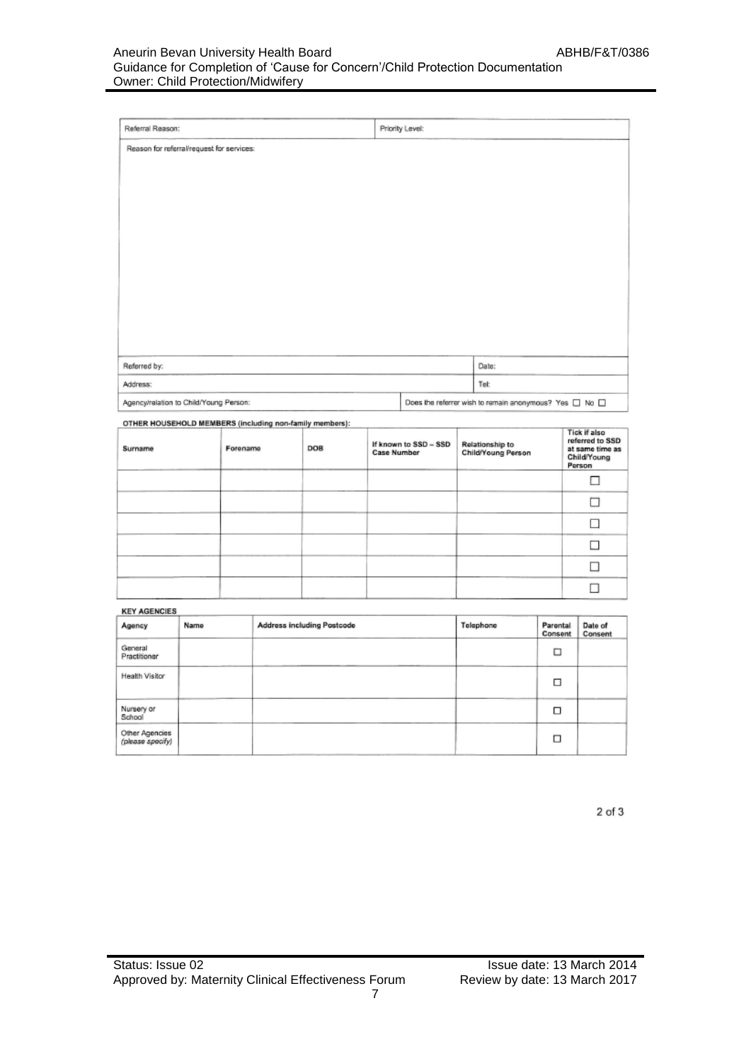| Referral Reason: | Priority Level: |
|---|---|
| Reason for referral/request for services: | |

| Referred by: | Date: |
|---|---|
| Address: | Tel: |
| Agency/relation to Child/Young Person: | Does the referrer wish to remain anonymous? Yes ☐ No ☐ |

**OTHER HOUSEHOLD MEMBERS (including non-family members):**

| Surname | Forename | DOB | If known to SSD – SSD Case Number | Relationship to Child/Young Person | Tick if also referred to SSD at same time as Child/Young Person |
|---|---|---|---|---|---|
| | | | | | ☐ |
| | | | | | ☐ |
| | | | | | ☐ |
| | | | | | ☐ |
| | | | | | ☐ |
| | | | | | ☐ |

**KEY AGENCIES**

| Agency | Name | Address including Postcode | Telephone | Parental Consent | Date of Consent |
|---|---|---|---|---|---|
| General Practitioner | | | | ☐ | |
| Health Visitor | | | | ☐ | |
| Nursery or School | | | | ☐ | |
| Other Agencies *(please specify)* | | | | ☐ | |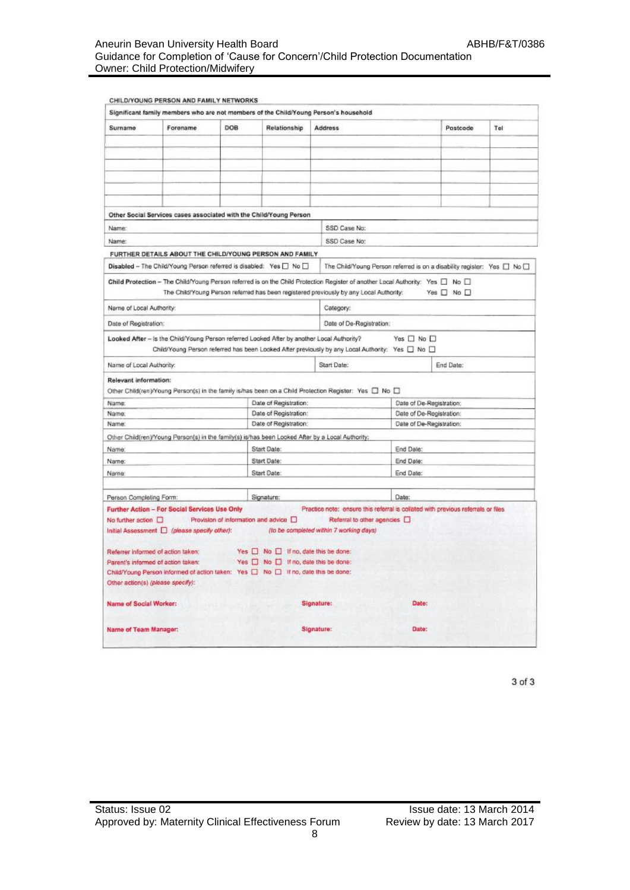**CHILD/YOUNG PERSON AND FAMILY NETWORKS**

**Significant family members who are not members of the Child/Young Person's household**

| Surname | Forename | DOB | Relationship | Address | Postcode | Tel |
|---|---|---|---|---|---|---|
| | | | | | | |
| | | | | | | |
| | | | | | | |
| | | | | | | |
| | | | | | | |

**Other Social Services cases associated with the Child/Young Person**

| | |
|---|---|
| Name: | SSD Case No: |
| Name: | SSD Case No: |

**FURTHER DETAILS ABOUT THE CHILD/YOUNG PERSON AND FAMILY**

**Disabled** – The Child/Young Person referred is disabled: Yes ☐ No ☐ The Child/Young Person referred is on a disability register: Yes ☐ No ☐

**Child Protection** – The Child/Young Person referred is on the Child Protection Register of another Local Authority: Yes ☐ No ☐
The Child/Young Person referred has been registered previously by any Local Authority: Yes ☐ No ☐

| | |
|---|---|
| Name of Local Authority: | Category: |
| Date of Registration: | Date of De-Registration: |

**Looked After** – Is the Child/Young Person referred Looked After by another Local Authority? Yes ☐ No ☐
Child/Young Person referred has been Looked After previously by any Local Authority: Yes ☐ No ☐

| | | |
|---|---|---|
| Name of Local Authority: | Start Date: | End Date: |

**Relevant information:**

Other Child(ren)/Young Person(s) in the family is/has been on a Child Protection Register: Yes ☐ No ☐

| | | |
|---|---|---|
| Name: | Date of Registration: | Date of De-Registration: |
| Name: | Date of Registration: | Date of De-Registration: |
| Name: | Date of Registration: | Date of De-Registration: |

Other Child(ren)/Young Person(s) in the family(s) is/has been Looked After by a Local Authority:

| | | |
|---|---|---|
| Name: | Start Date: | End Date: |
| Name: | Start Date: | End Date: |
| Name: | Start Date: | End Date: |

| | | |
|---|---|---|
| Person Completing Form: | Signature: | Date: |

**Further Action – For Social Services Use Only**

Practice note: ensure this referral is collated with previous referrals or files

No further action ☐ Provision of information and advice ☐ Referral to other agencies ☐

Initial Assessment ☐ *(please specify other)*: *(to be completed within 7 working days)*

Referrer informed of action taken: Yes ☐ No ☐ If no, date this be done:

Parent's informed of action taken: Yes ☐ No ☐ If no, date this be done:

Child/Young Person informed of action taken: Yes ☐ No ☐ If no, date this be done:

Other action(s) *(please specify)*:

**Name of Social Worker:** **Signature:** **Date:**

**Name of Team Manager:** **Signature:** **Date:**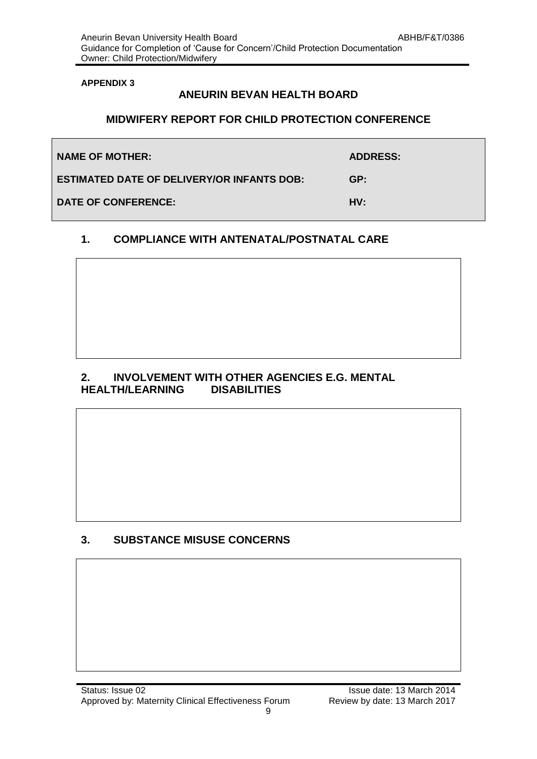**APPENDIX 3**

## ANEURIN BEVAN HEALTH BOARD

## MIDWIFERY REPORT FOR CHILD PROTECTION CONFERENCE

| | |
|---|---|
| **NAME OF MOTHER:** | **ADDRESS:** |
| **ESTIMATED DATE OF DELIVERY/OR INFANTS DOB:** | **GP:** |
| **DATE OF CONFERENCE:** | **HV:** |

### 1. COMPLIANCE WITH ANTENATAL/POSTNATAL CARE

### 2. INVOLVEMENT WITH OTHER AGENCIES E.G. MENTAL HEALTH/LEARNING DISABILITIES

### 3. SUBSTANCE MISUSE CONCERNS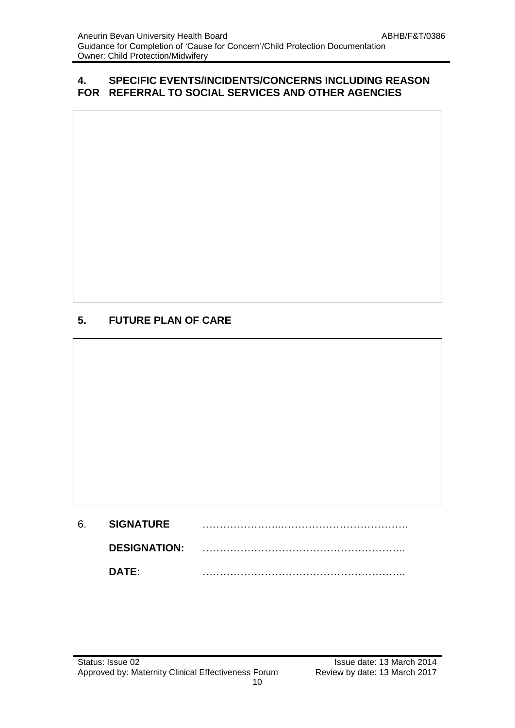## 4. SPECIFIC EVENTS/INCIDENTS/CONCERNS INCLUDING REASON FOR REFERRAL TO SOCIAL SERVICES AND OTHER AGENCIES

| |
|---|
| |

## 5. FUTURE PLAN OF CARE

| |
|---|
| |

6. **SIGNATURE** …………………..……………………………….

**DESIGNATION:** …………………………………………………..

**DATE**: …………………………………………………..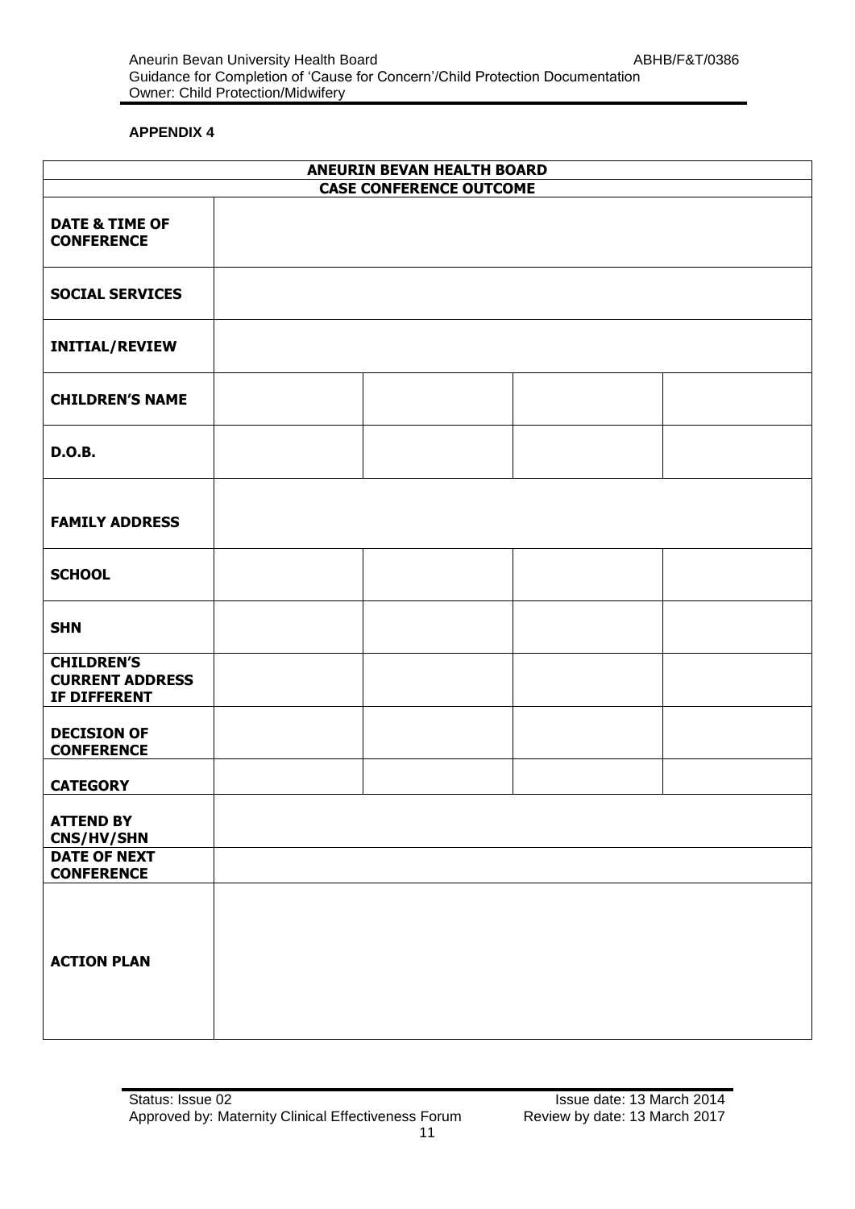**APPENDIX 4**

| ANEURIN BEVAN HEALTH BOARD | | | | |
|---|---|---|---|---|
| **CASE CONFERENCE OUTCOME** | | | | |
| **DATE & TIME OF CONFERENCE** | | | | |
| **SOCIAL SERVICES** | | | | |
| **INITIAL/REVIEW** | | | | |
| **CHILDREN'S NAME** | | | | |
| **D.O.B.** | | | | |
| **FAMILY ADDRESS** | | | | |
| **SCHOOL** | | | | |
| **SHN** | | | | |
| **CHILDREN'S CURRENT ADDRESS IF DIFFERENT** | | | | |
| **DECISION OF CONFERENCE** | | | | |
| **CATEGORY** | | | | |
| **ATTEND BY CNS/HV/SHN** | | | | |
| **DATE OF NEXT CONFERENCE** | | | | |
| **ACTION PLAN** | | | | |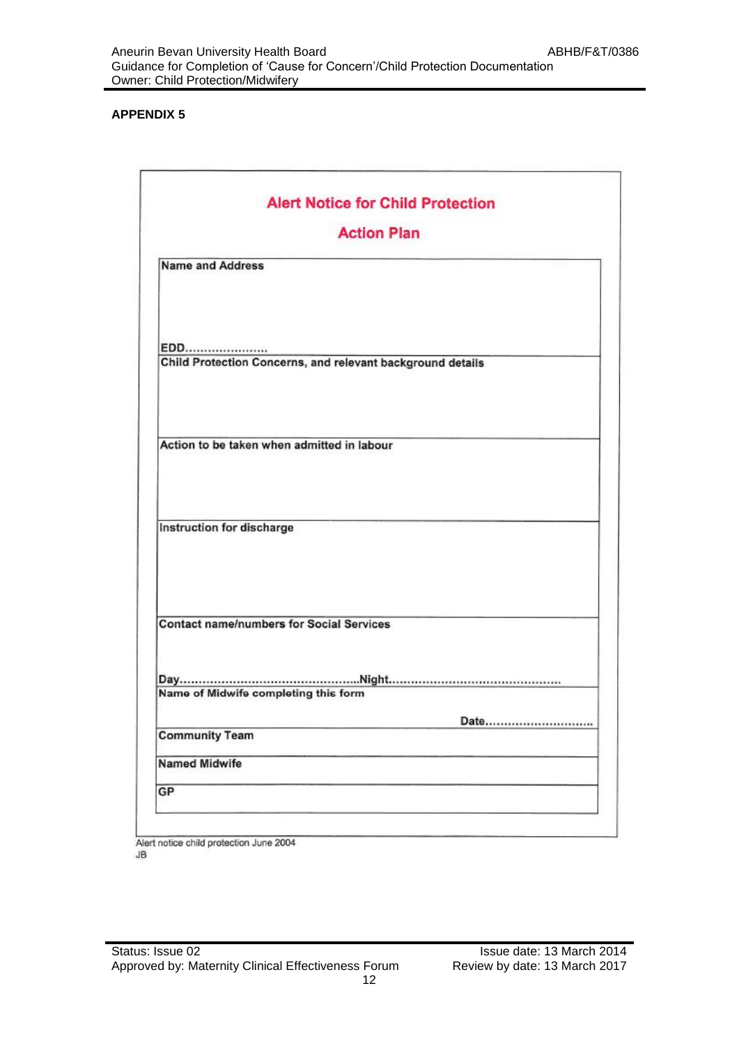**APPENDIX 5**

## Alert Notice for Child Protection

## Action Plan

| |
|---|
| **Name and Address**<br><br><br><br>**EDD.....................** |
| **Child Protection Concerns, and relevant background details**<br><br><br> |
| **Action to be taken when admitted in labour**<br><br><br> |
| **Instruction for discharge**<br><br><br> |
| **Contact name/numbers for Social Services**<br><br>**Day...............................................Night.............................................** |
| **Name of Midwife completing this form**<br><br>**Date............................** |
| **Community Team** |
| **Named Midwife** |
| **GP** |

Alert notice child protection June 2004
JB